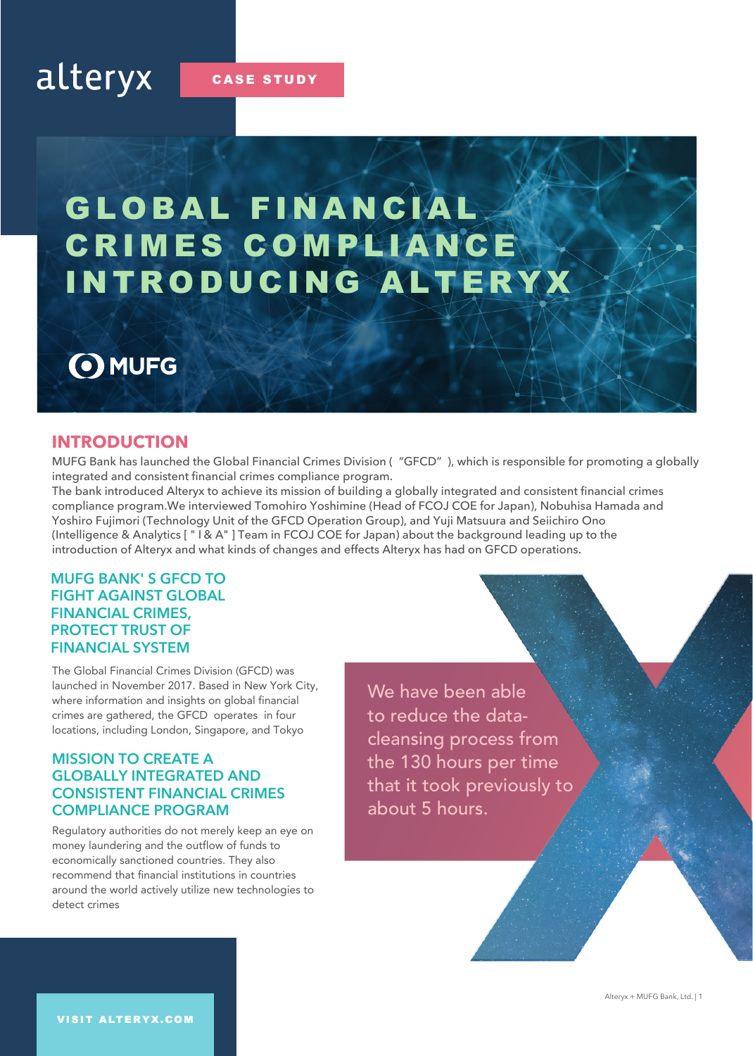alteryx

CASE STUDY

# GLOBAL FINANCIAL CRIMES COMPLIANCE INTRODUCING ALTERYX

MUFG

## INTRODUCTION

MUFG Bank has launched the Global Financial Crimes Division ( "GFCD" ), which is responsible for promoting a globally integrated and consistent financial crimes compliance program.
The bank introduced Alteryx to achieve its mission of building a globally integrated and consistent financial crimes compliance program.We interviewed Tomohiro Yoshimine (Head of FCOJ COE for Japan), Nobuhisa Hamada and Yoshiro Fujimori (Technology Unit of the GFCD Operation Group), and Yuji Matsuura and Seiichiro Ono (Intelligence & Analytics [ " I & A" ] Team in FCOJ COE for Japan) about the background leading up to the introduction of Alteryx and what kinds of changes and effects Alteryx has had on GFCD operations.

### MUFG BANK' S GFCD TO FIGHT AGAINST GLOBAL FINANCIAL CRIMES, PROTECT TRUST OF FINANCIAL SYSTEM

The Global Financial Crimes Division (GFCD) was launched in November 2017. Based in New York City, where information and insights on global financial crimes are gathered, the GFCD operates in four locations, including London, Singapore, and Tokyo

### MISSION TO CREATE A GLOBALLY INTEGRATED AND CONSISTENT FINANCIAL CRIMES COMPLIANCE PROGRAM

Regulatory authorities do not merely keep an eye on money laundering and the outflow of funds to economically sanctioned countries. They also recommend that financial institutions in countries around the world actively utilize new technologies to detect crimes

> We have been able to reduce the data-cleansing process from the 130 hours per time that it took previously to about 5 hours.

VISIT ALTERYX.COM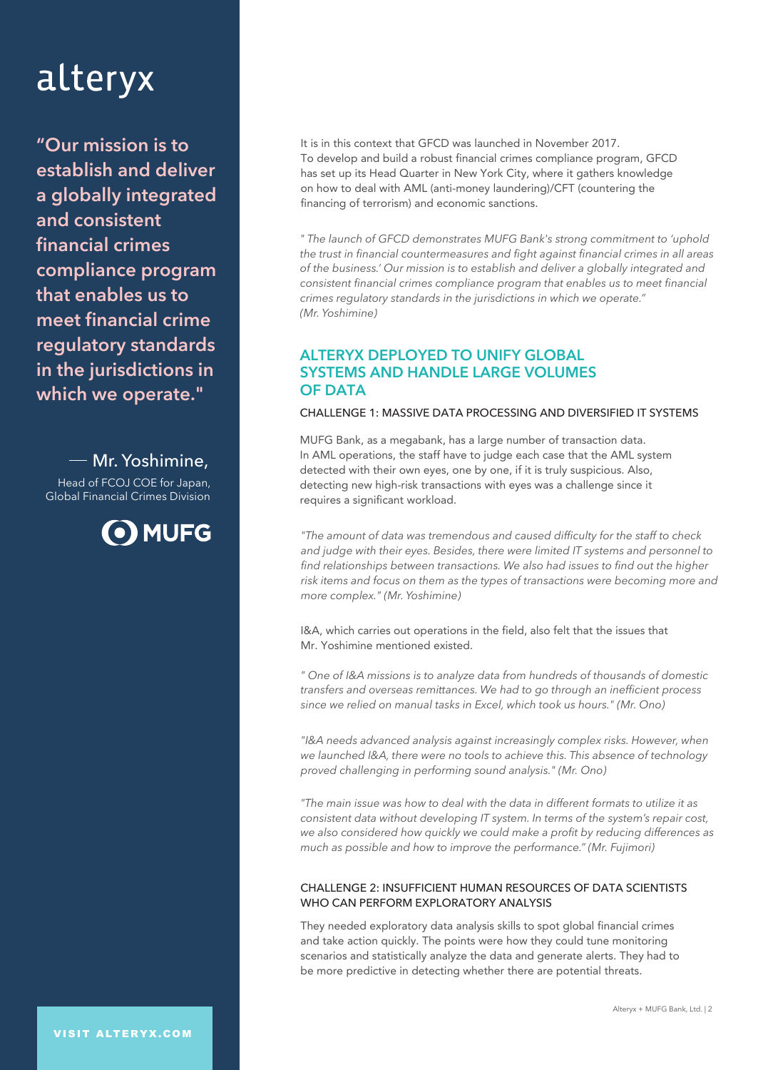alteryx

**"Our mission is to establish and deliver a globally integrated and consistent financial crimes compliance program that enables us to meet financial crime regulatory standards in the jurisdictions in which we operate."**

— Mr. Yoshimine,
Head of FCOJ COE for Japan,
Global Financial Crimes Division

MUFG

It is in this context that GFCD was launched in November 2017. To develop and build a robust financial crimes compliance program, GFCD has set up its Head Quarter in New York City, where it gathers knowledge on how to deal with AML (anti-money laundering)/CFT (countering the financing of terrorism) and economic sanctions.

*" The launch of GFCD demonstrates MUFG Bank's strong commitment to 'uphold the trust in financial countermeasures and fight against financial crimes in all areas of the business.' Our mission is to establish and deliver a globally integrated and consistent financial crimes compliance program that enables us to meet financial crimes regulatory standards in the jurisdictions in which we operate." (Mr. Yoshimine)*

## ALTERYX DEPLOYED TO UNIFY GLOBAL SYSTEMS AND HANDLE LARGE VOLUMES OF DATA

### CHALLENGE 1: MASSIVE DATA PROCESSING AND DIVERSIFIED IT SYSTEMS

MUFG Bank, as a megabank, has a large number of transaction data. In AML operations, the staff have to judge each case that the AML system detected with their own eyes, one by one, if it is truly suspicious. Also, detecting new high-risk transactions with eyes was a challenge since it requires a significant workload.

*"The amount of data was tremendous and caused difficulty for the staff to check and judge with their eyes. Besides, there were limited IT systems and personnel to find relationships between transactions. We also had issues to find out the higher risk items and focus on them as the types of transactions were becoming more and more complex." (Mr. Yoshimine)*

I&A, which carries out operations in the field, also felt that the issues that Mr. Yoshimine mentioned existed.

*" One of I&A missions is to analyze data from hundreds of thousands of domestic transfers and overseas remittances. We had to go through an inefficient process since we relied on manual tasks in Excel, which took us hours." (Mr. Ono)*

*"I&A needs advanced analysis against increasingly complex risks. However, when we launched I&A, there were no tools to achieve this. This absence of technology proved challenging in performing sound analysis." (Mr. Ono)*

*"The main issue was how to deal with the data in different formats to utilize it as consistent data without developing IT system. In terms of the system's repair cost, we also considered how quickly we could make a profit by reducing differences as much as possible and how to improve the performance." (Mr. Fujimori)*

### CHALLENGE 2: INSUFFICIENT HUMAN RESOURCES OF DATA SCIENTISTS WHO CAN PERFORM EXPLORATORY ANALYSIS

They needed exploratory data analysis skills to spot global financial crimes and take action quickly. The points were how they could tune monitoring scenarios and statistically analyze the data and generate alerts. They had to be more predictive in detecting whether there are potential threats.

VISIT ALTERYX.COM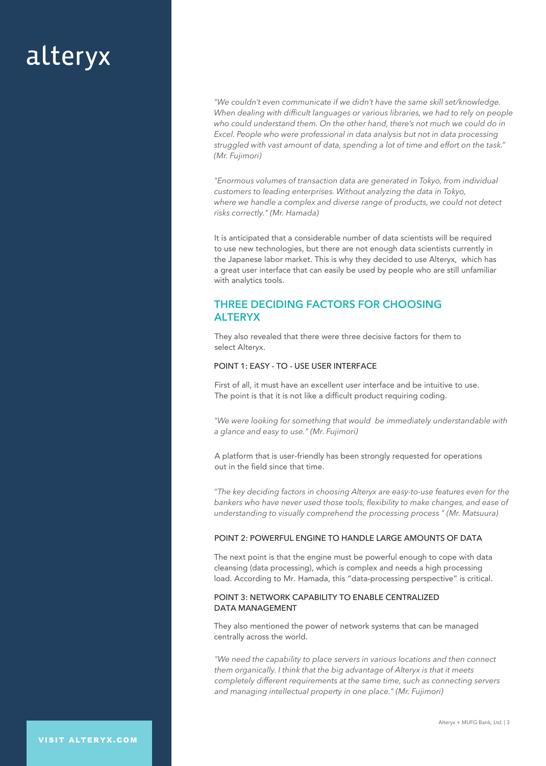*"We couldn't even communicate if we didn't have the same skill set/knowledge. When dealing with difficult languages or various libraries, we had to rely on people who could understand them. On the other hand, there's not much we could do in Excel. People who were professional in data analysis but not in data processing struggled with vast amount of data, spending a lot of time and effort on the task." (Mr. Fujimori)*

*"Enormous volumes of transaction data are generated in Tokyo, from individual customers to leading enterprises. Without analyzing the data in Tokyo, where we handle a complex and diverse range of products, we could not detect risks correctly." (Mr. Hamada)*

It is anticipated that a considerable number of data scientists will be required to use new technologies, but there are not enough data scientists currently in the Japanese labor market. This is why they decided to use Alteryx, which has a great user interface that can easily be used by people who are still unfamiliar with analytics tools.

## THREE DECIDING FACTORS FOR CHOOSING ALTERYX

They also revealed that there were three decisive factors for them to select Alteryx.

### POINT 1: EASY - TO - USE USER INTERFACE

First of all, it must have an excellent user interface and be intuitive to use. The point is that it is not like a difficult product requiring coding.

*"We were looking for something that would be immediately understandable with a glance and easy to use." (Mr. Fujimori)*

A platform that is user-friendly has been strongly requested for operations out in the field since that time.

*"The key deciding factors in choosing Alteryx are easy-to-use features even for the bankers who have never used those tools, flexibility to make changes, and ease of understanding to visually comprehend the processing process " (Mr. Matsuura)*

### POINT 2: POWERFUL ENGINE TO HANDLE LARGE AMOUNTS OF DATA

The next point is that the engine must be powerful enough to cope with data cleansing (data processing), which is complex and needs a high processing load. According to Mr. Hamada, this "data-processing perspective" is critical.

### POINT 3: NETWORK CAPABILITY TO ENABLE CENTRALIZED DATA MANAGEMENT

They also mentioned the power of network systems that can be managed centrally across the world.

*"We need the capability to place servers in various locations and then connect them organically. I think that the big advantage of Alteryx is that it meets completely different requirements at the same time, such as connecting servers and managing intellectual property in one place." (Mr. Fujimori)*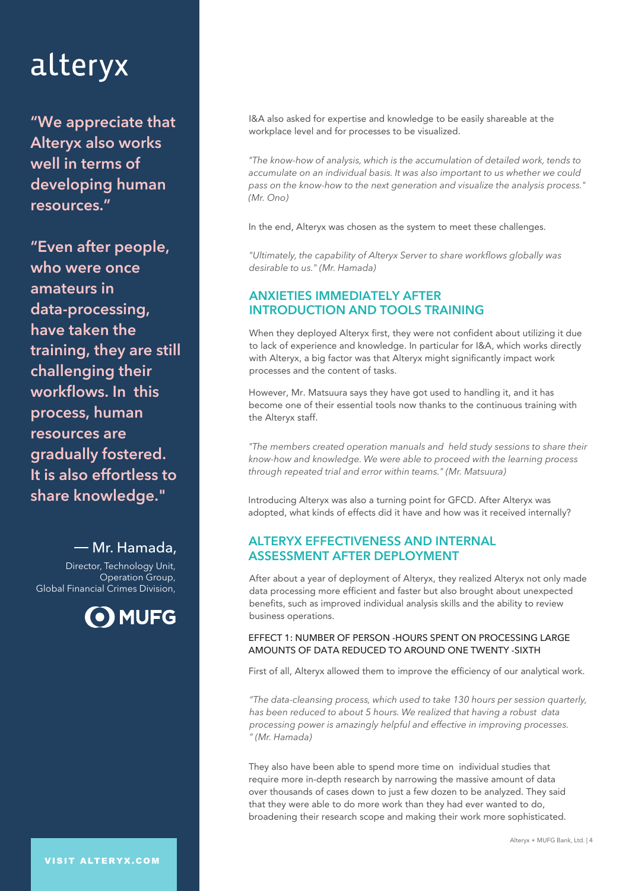alteryx

**"We appreciate that Alteryx also works well in terms of developing human resources."**

**"Even after people, who were once amateurs in data-processing, have taken the training, they are still challenging their workflows. In this process, human resources are gradually fostered. It is also effortless to share knowledge."**

— Mr. Hamada,

Director, Technology Unit, Operation Group, Global Financial Crimes Division,

MUFG

I&A also asked for expertise and knowledge to be easily shareable at the workplace level and for processes to be visualized.

*"The know-how of analysis, which is the accumulation of detailed work, tends to accumulate on an individual basis. It was also important to us whether we could pass on the know-how to the next generation and visualize the analysis process." (Mr. Ono)*

In the end, Alteryx was chosen as the system to meet these challenges.

*"Ultimately, the capability of Alteryx Server to share workflows globally was desirable to us." (Mr. Hamada)*

## ANXIETIES IMMEDIATELY AFTER INTRODUCTION AND TOOLS TRAINING

When they deployed Alteryx first, they were not confident about utilizing it due to lack of experience and knowledge. In particular for I&A, which works directly with Alteryx, a big factor was that Alteryx might significantly impact work processes and the content of tasks.

However, Mr. Matsuura says they have got used to handling it, and it has become one of their essential tools now thanks to the continuous training with the Alteryx staff.

*"The members created operation manuals and held study sessions to share their know-how and knowledge. We were able to proceed with the learning process through repeated trial and error within teams." (Mr. Matsuura)*

Introducing Alteryx was also a turning point for GFCD. After Alteryx was adopted, what kinds of effects did it have and how was it received internally?

## ALTERYX EFFECTIVENESS AND INTERNAL ASSESSMENT AFTER DEPLOYMENT

After about a year of deployment of Alteryx, they realized Alteryx not only made data processing more efficient and faster but also brought about unexpected benefits, such as improved individual analysis skills and the ability to review business operations.

### EFFECT 1: NUMBER OF PERSON -HOURS SPENT ON PROCESSING LARGE AMOUNTS OF DATA REDUCED TO AROUND ONE TWENTY -SIXTH

First of all, Alteryx allowed them to improve the efficiency of our analytical work.

*"The data-cleansing process, which used to take 130 hours per session quarterly, has been reduced to about 5 hours. We realized that having a robust data processing power is amazingly helpful and effective in improving processes. " (Mr. Hamada)*

They also have been able to spend more time on individual studies that require more in-depth research by narrowing the massive amount of data over thousands of cases down to just a few dozen to be analyzed. They said that they were able to do more work than they had ever wanted to do, broadening their research scope and making their work more sophisticated.

VISIT ALTERYX.COM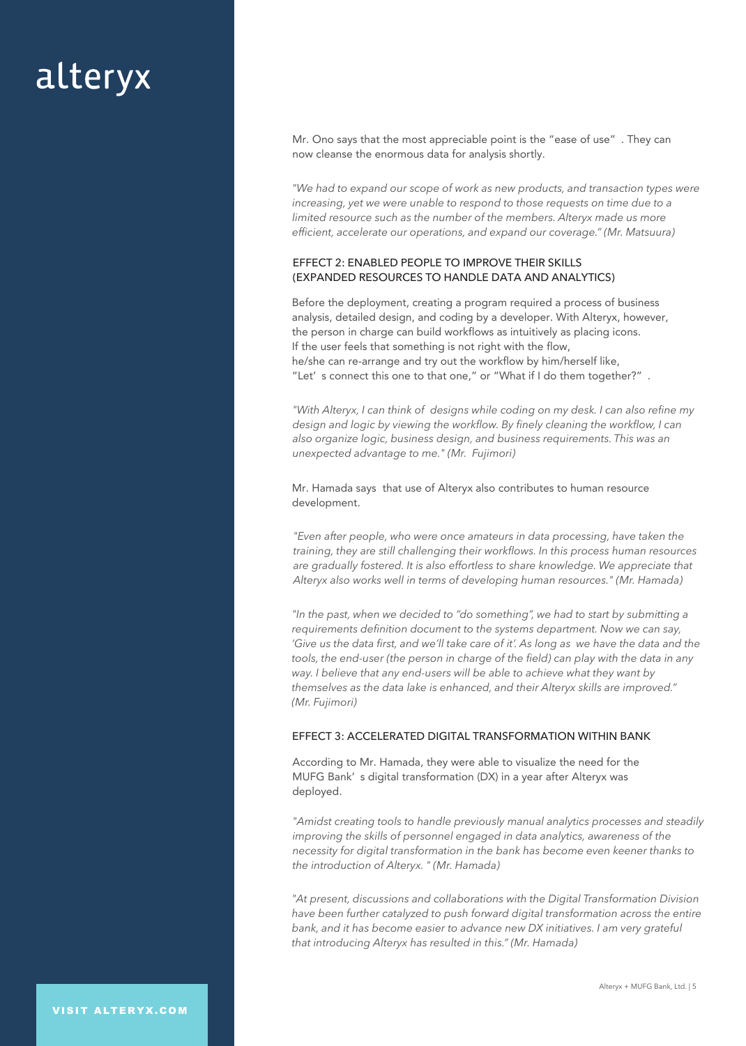Mr. Ono says that the most appreciable point is the "ease of use" . They can now cleanse the enormous data for analysis shortly.

*"We had to expand our scope of work as new products, and transaction types were increasing, yet we were unable to respond to those requests on time due to a limited resource such as the number of the members. Alteryx made us more efficient, accelerate our operations, and expand our coverage." (Mr. Matsuura)*

### EFFECT 2: ENABLED PEOPLE TO IMPROVE THEIR SKILLS (EXPANDED RESOURCES TO HANDLE DATA AND ANALYTICS)

Before the deployment, creating a program required a process of business analysis, detailed design, and coding by a developer. With Alteryx, however, the person in charge can build workflows as intuitively as placing icons. If the user feels that something is not right with the flow, he/she can re-arrange and try out the workflow by him/herself like, "Let' s connect this one to that one," or "What if I do them together?" .

*"With Alteryx, I can think of designs while coding on my desk. I can also refine my design and logic by viewing the workflow. By finely cleaning the workflow, I can also organize logic, business design, and business requirements. This was an unexpected advantage to me." (Mr. Fujimori)*

Mr. Hamada says that use of Alteryx also contributes to human resource development.

*"Even after people, who were once amateurs in data processing, have taken the training, they are still challenging their workflows. In this process human resources are gradually fostered. It is also effortless to share knowledge. We appreciate that Alteryx also works well in terms of developing human resources." (Mr. Hamada)*

*"In the past, when we decided to "do something", we had to start by submitting a requirements definition document to the systems department. Now we can say, 'Give us the data first, and we'll take care of it'. As long as we have the data and the tools, the end-user (the person in charge of the field) can play with the data in any way. I believe that any end-users will be able to achieve what they want by themselves as the data lake is enhanced, and their Alteryx skills are improved." (Mr. Fujimori)*

### EFFECT 3: ACCELERATED DIGITAL TRANSFORMATION WITHIN BANK

According to Mr. Hamada, they were able to visualize the need for the MUFG Bank' s digital transformation (DX) in a year after Alteryx was deployed.

*"Amidst creating tools to handle previously manual analytics processes and steadily improving the skills of personnel engaged in data analytics, awareness of the necessity for digital transformation in the bank has become even keener thanks to the introduction of Alteryx. " (Mr. Hamada)*

*"At present, discussions and collaborations with the Digital Transformation Division have been further catalyzed to push forward digital transformation across the entire bank, and it has become easier to advance new DX initiatives. I am very grateful that introducing Alteryx has resulted in this." (Mr. Hamada)*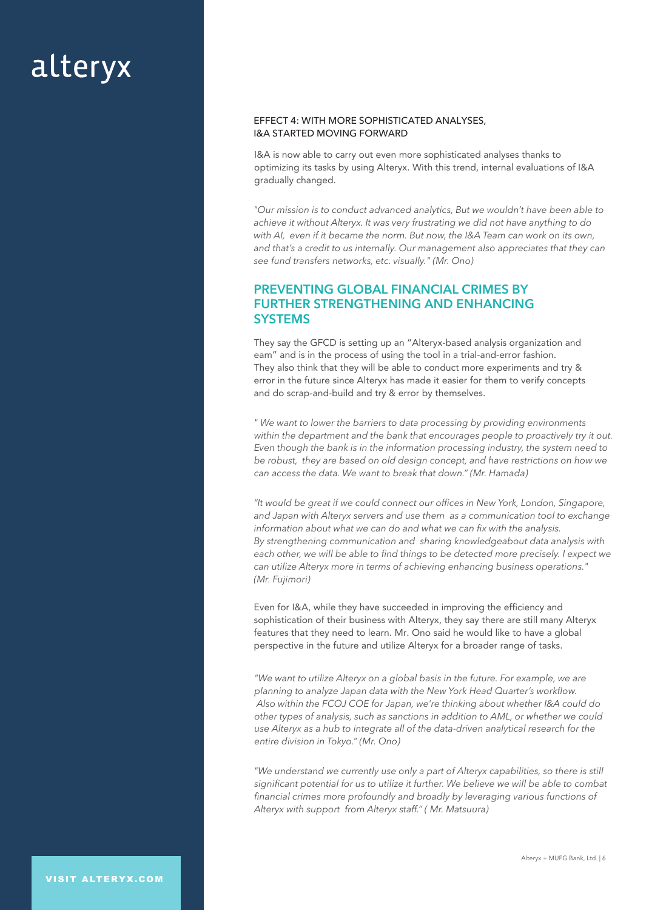### EFFECT 4: WITH MORE SOPHISTICATED ANALYSES, I&A STARTED MOVING FORWARD

I&A is now able to carry out even more sophisticated analyses thanks to optimizing its tasks by using Alteryx. With this trend, internal evaluations of I&A gradually changed.

*"Our mission is to conduct advanced analytics, But we wouldn't have been able to achieve it without Alteryx. It was very frustrating we did not have anything to do with AI, even if it became the norm. But now, the I&A Team can work on its own, and that's a credit to us internally. Our management also appreciates that they can see fund transfers networks, etc. visually." (Mr. Ono)*

## PREVENTING GLOBAL FINANCIAL CRIMES BY FURTHER STRENGTHENING AND ENHANCING SYSTEMS

They say the GFCD is setting up an "Alteryx-based analysis organization and eam" and is in the process of using the tool in a trial-and-error fashion. They also think that they will be able to conduct more experiments and try & error in the future since Alteryx has made it easier for them to verify concepts and do scrap-and-build and try & error by themselves.

*" We want to lower the barriers to data processing by providing environments within the department and the bank that encourages people to proactively try it out. Even though the bank is in the information processing industry, the system need to be robust, they are based on old design concept, and have restrictions on how we can access the data. We want to break that down." (Mr. Hamada)*

*"It would be great if we could connect our offices in New York, London, Singapore, and Japan with Alteryx servers and use them as a communication tool to exchange information about what we can do and what we can fix with the analysis. By strengthening communication and sharing knowledgeabout data analysis with each other, we will be able to find things to be detected more precisely. I expect we can utilize Alteryx more in terms of achieving enhancing business operations." (Mr. Fujimori)*

Even for I&A, while they have succeeded in improving the efficiency and sophistication of their business with Alteryx, they say there are still many Alteryx features that they need to learn. Mr. Ono said he would like to have a global perspective in the future and utilize Alteryx for a broader range of tasks.

*"We want to utilize Alteryx on a global basis in the future. For example, we are planning to analyze Japan data with the New York Head Quarter's workflow. Also within the FCOJ COE for Japan, we're thinking about whether I&A could do other types of analysis, such as sanctions in addition to AML, or whether we could use Alteryx as a hub to integrate all of the data-driven analytical research for the entire division in Tokyo." (Mr. Ono)*

*"We understand we currently use only a part of Alteryx capabilities, so there is still significant potential for us to utilize it further. We believe we will be able to combat financial crimes more profoundly and broadly by leveraging various functions of Alteryx with support from Alteryx staff." ( Mr. Matsuura)*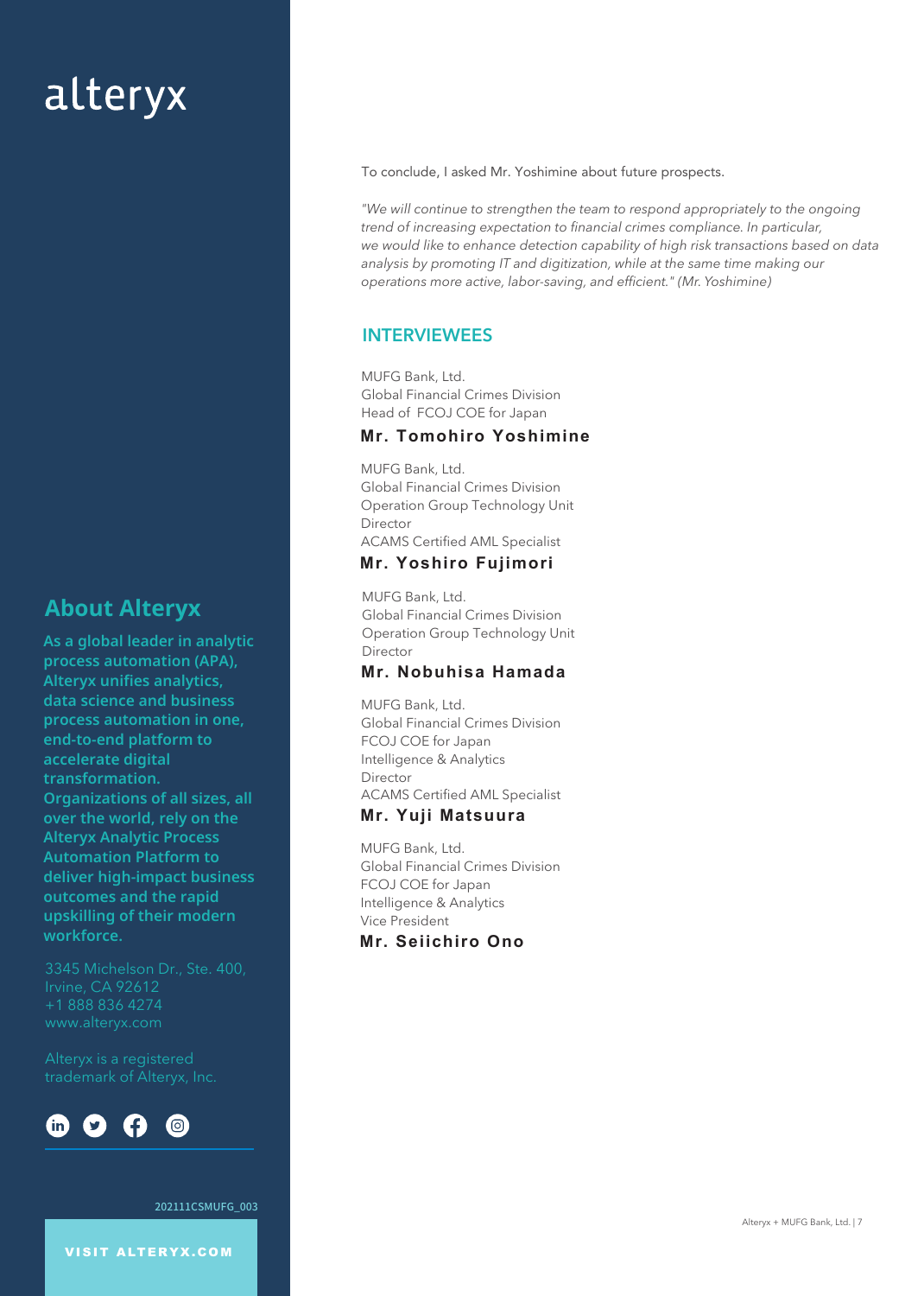alteryx

To conclude, I asked Mr. Yoshimine about future prospects.

*"We will continue to strengthen the team to respond appropriately to the ongoing trend of increasing expectation to financial crimes compliance. In particular, we would like to enhance detection capability of high risk transactions based on data analysis by promoting IT and digitization, while at the same time making our operations more active, labor-saving, and efficient." (Mr. Yoshimine)*

## INTERVIEWEES

MUFG Bank, Ltd.
Global Financial Crimes Division
Head of FCOJ COE for Japan

**Mr. Tomohiro Yoshimine**

MUFG Bank, Ltd.
Global Financial Crimes Division
Operation Group Technology Unit
Director
ACAMS Certified AML Specialist

**Mr. Yoshiro Fujimori**

MUFG Bank, Ltd.
Global Financial Crimes Division
Operation Group Technology Unit
Director

**Mr. Nobuhisa Hamada**

MUFG Bank, Ltd.
Global Financial Crimes Division
FCOJ COE for Japan
Intelligence & Analytics
Director
ACAMS Certified AML Specialist

**Mr. Yuji Matsuura**

MUFG Bank, Ltd.
Global Financial Crimes Division
FCOJ COE for Japan
Intelligence & Analytics
Vice President

**Mr. Seiichiro Ono**

## About Alteryx

**As a global leader in analytic process automation (APA), Alteryx unifies analytics, data science and business process automation in one, end-to-end platform to accelerate digital transformation. Organizations of all sizes, all over the world, rely on the Alteryx Analytic Process Automation Platform to deliver high-impact business outcomes and the rapid upskilling of their modern workforce.**

3345 Michelson Dr., Ste. 400,
Irvine, CA 92612
+1 888 836 4274
www.alteryx.com

Alteryx is a registered trademark of Alteryx, Inc.

202111CSMUFG_003

**VISIT ALTERYX.COM**